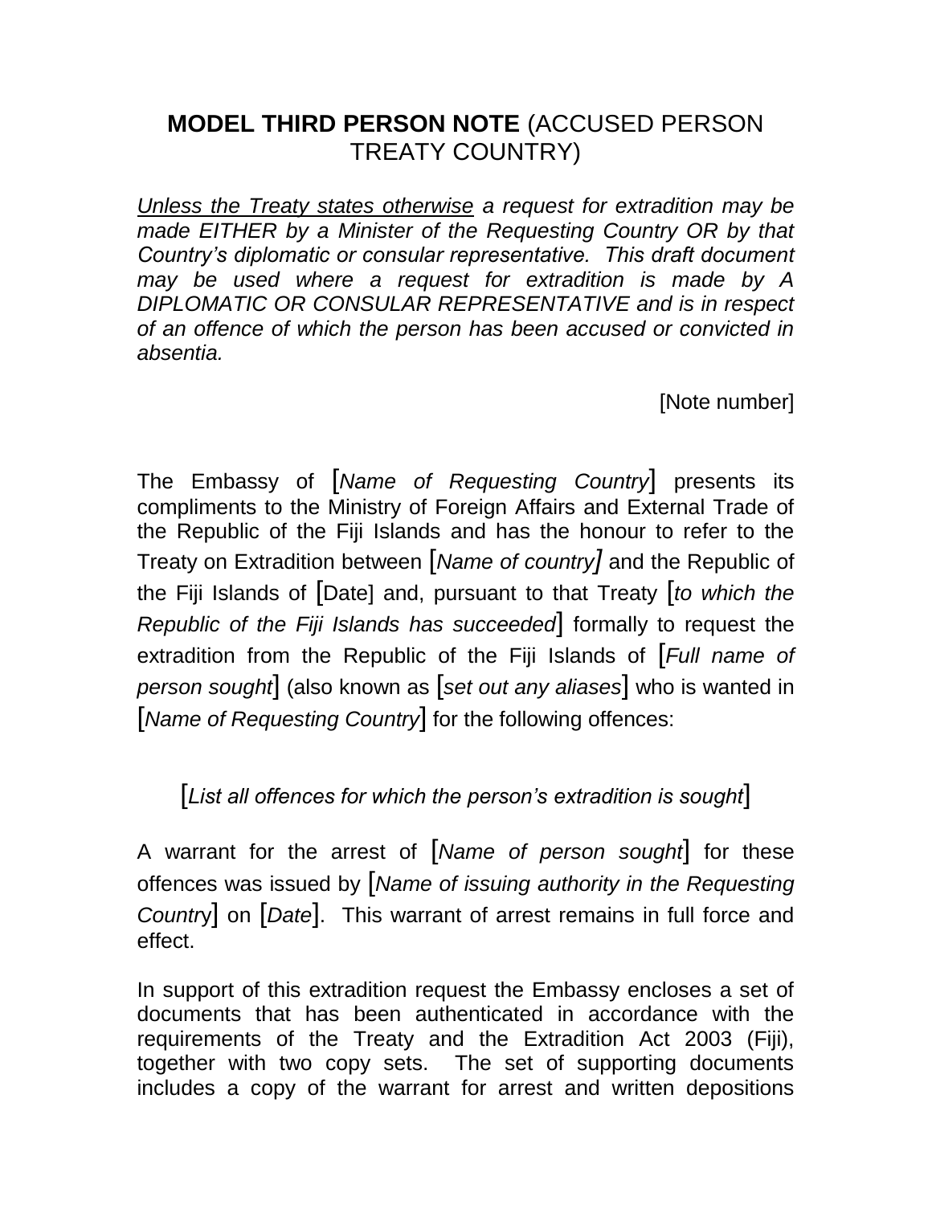# **MODEL THIRD PERSON NOTE** (ACCUSED PERSON TREATY COUNTRY)

*<u>Unless the Treaty states otherwise</u> a request for extradition may be made EITHER by a Minister of the Requesting Country OR by that Country's diplomatic or consular representative. This draft document may be used where a request for extradition is made by A DIPLOMATIC OR CONSULAR REPRESENTATIVE and is in respect of an offence of which the person has been accused or convicted in absentia.*

[Note number]

The Embassy of [*Name of Requesting Country*] presents its compliments to the Ministry of Foreign Affairs and External Trade of the Republic of the Fiji Islands and has the honour to refer to the Treaty on Extradition between [*Name of country]* and the Republic of the Fiji Islands of [Date] and, pursuant to that Treaty [*to which the Republic of the Fiji Islands has succeeded*] formally to request the extradition from the Republic of the Fiji Islands of [*Full name of person sought*] (also known as [*set out any aliases*] who is wanted in [*Name of Requesting Country*] for the following offences:

[*List all offences for which the person's extradition is sought*]

A warrant for the arrest of [*Name of person sought*] for these offences was issued by [*Name of issuing authority in the Requesting Countr*y] on [*Date*]. This warrant of arrest remains in full force and effect.

In support of this extradition request the Embassy encloses a set of documents that has been authenticated in accordance with the requirements of the Treaty and the Extradition Act 2003 (Fiji), together with two copy sets. The set of supporting documents includes a copy of the warrant for arrest and written depositions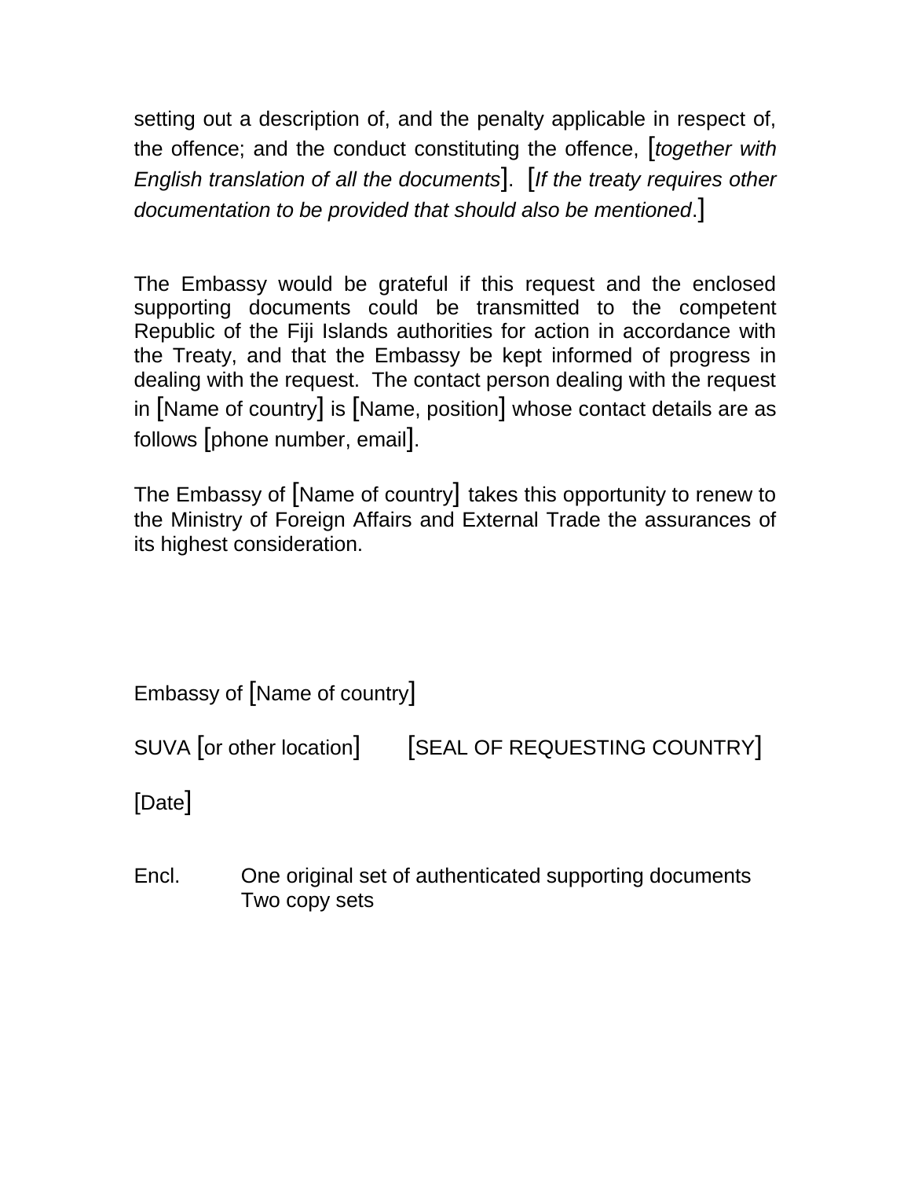setting out a description of, and the penalty applicable in respect of, the offence; and the conduct constituting the offence, [*together with English translation of all the documents*]. [*If the treaty requires other documentation to be provided that should also be mentioned*.]

The Embassy would be grateful if this request and the enclosed supporting documents could be transmitted to the competent Republic of the Fiji Islands authorities for action in accordance with the Treaty, and that the Embassy be kept informed of progress in dealing with the request. The contact person dealing with the request in [Name of country] is [Name, position] whose contact details are as follows [phone number, email].

The Embassy of [Name of country] takes this opportunity to renew to the Ministry of Foreign Affairs and External Trade the assurances of its highest consideration.

Embassy of [Name of country]

SUVA [or other location] [SEAL OF REQUESTING COUNTRY]

[Date]

Encl. One original set of authenticated supporting documents
Two copy sets